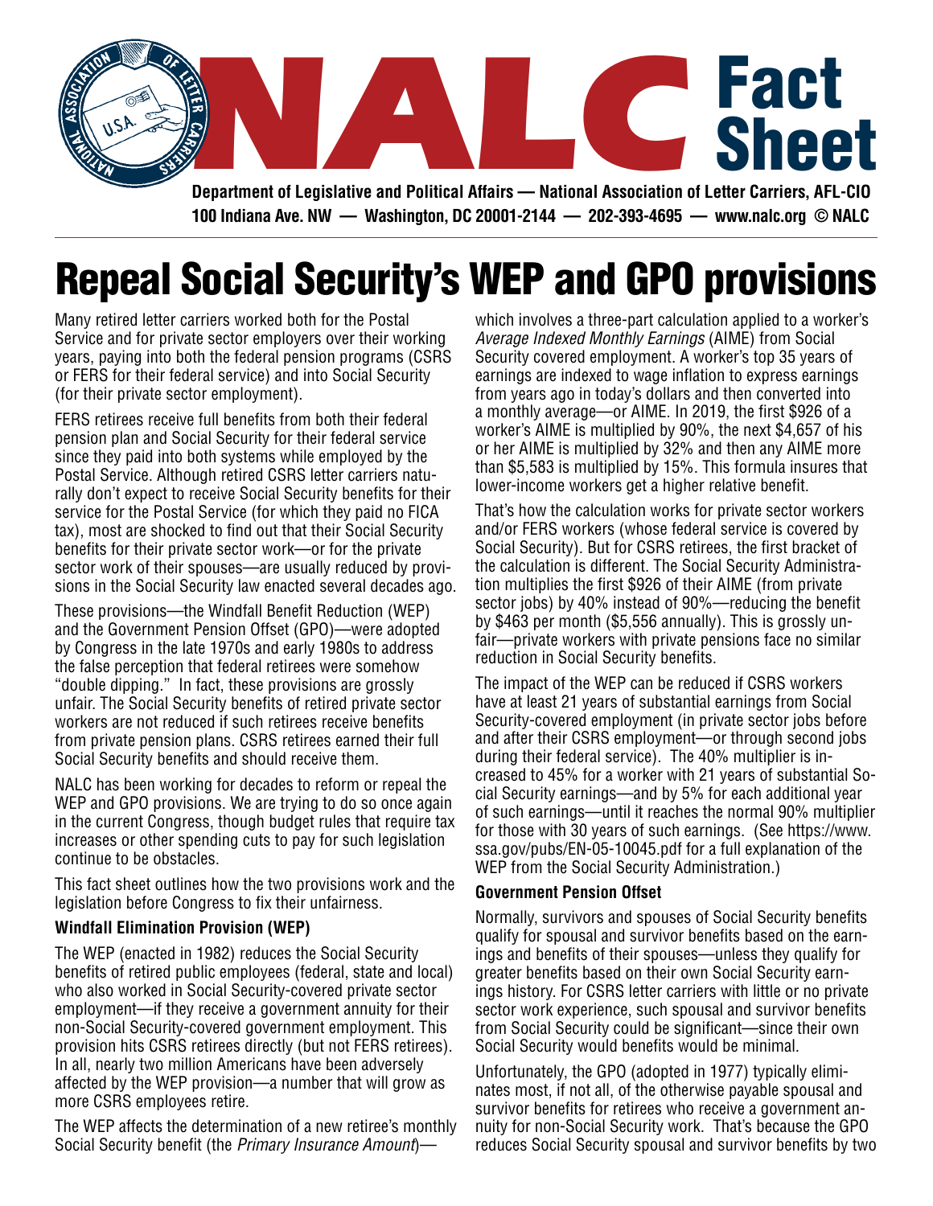# NALC Fact Sheet

**Department of Legislative and Political Affairs — National Association of Letter Carriers, AFL-CIO**
**100 Indiana Ave. NW — Washington, DC 20001-2144 — 202-393-4695 — www.nalc.org © NALC**

# Repeal Social Security's WEP and GPO provisions

Many retired letter carriers worked both for the Postal Service and for private sector employers over their working years, paying into both the federal pension programs (CSRS or FERS for their federal service) and into Social Security (for their private sector employment).

FERS retirees receive full benefits from both their federal pension plan and Social Security for their federal service since they paid into both systems while employed by the Postal Service. Although retired CSRS letter carriers naturally don't expect to receive Social Security benefits for their service for the Postal Service (for which they paid no FICA tax), most are shocked to find out that their Social Security benefits for their private sector work—or for the private sector work of their spouses—are usually reduced by provisions in the Social Security law enacted several decades ago.

These provisions—the Windfall Benefit Reduction (WEP) and the Government Pension Offset (GPO)—were adopted by Congress in the late 1970s and early 1980s to address the false perception that federal retirees were somehow "double dipping." In fact, these provisions are grossly unfair. The Social Security benefits of retired private sector workers are not reduced if such retirees receive benefits from private pension plans. CSRS retirees earned their full Social Security benefits and should receive them.

NALC has been working for decades to reform or repeal the WEP and GPO provisions. We are trying to do so once again in the current Congress, though budget rules that require tax increases or other spending cuts to pay for such legislation continue to be obstacles.

This fact sheet outlines how the two provisions work and the legislation before Congress to fix their unfairness.

### Windfall Elimination Provision (WEP)

The WEP (enacted in 1982) reduces the Social Security benefits of retired public employees (federal, state and local) who also worked in Social Security-covered private sector employment—if they receive a government annuity for their non-Social Security-covered government employment. This provision hits CSRS retirees directly (but not FERS retirees). In all, nearly two million Americans have been adversely affected by the WEP provision—a number that will grow as more CSRS employees retire.

The WEP affects the determination of a new retiree's monthly Social Security benefit (the *Primary Insurance Amount*)—which involves a three-part calculation applied to a worker's *Average Indexed Monthly Earnings* (AIME) from Social Security covered employment. A worker's top 35 years of earnings are indexed to wage inflation to express earnings from years ago in today's dollars and then converted into a monthly average—or AIME. In 2019, the first $926 of a worker's AIME is multiplied by 90%, the next $4,657 of his or her AIME is multiplied by 32% and then any AIME more than $5,583 is multiplied by 15%. This formula insures that lower-income workers get a higher relative benefit.

That's how the calculation works for private sector workers and/or FERS workers (whose federal service is covered by Social Security). But for CSRS retirees, the first bracket of the calculation is different. The Social Security Administration multiplies the first $926 of their AIME (from private sector jobs) by 40% instead of 90%—reducing the benefit by $463 per month ($5,556 annually). This is grossly unfair—private workers with private pensions face no similar reduction in Social Security benefits.

The impact of the WEP can be reduced if CSRS workers have at least 21 years of substantial earnings from Social Security-covered employment (in private sector jobs before and after their CSRS employment—or through second jobs during their federal service). The 40% multiplier is increased to 45% for a worker with 21 years of substantial Social Security earnings—and by 5% for each additional year of such earnings—until it reaches the normal 90% multiplier for those with 30 years of such earnings. (See https://www.ssa.gov/pubs/EN-05-10045.pdf for a full explanation of the WEP from the Social Security Administration.)

### Government Pension Offset

Normally, survivors and spouses of Social Security benefits qualify for spousal and survivor benefits based on the earnings and benefits of their spouses—unless they qualify for greater benefits based on their own Social Security earnings history. For CSRS letter carriers with little or no private sector work experience, such spousal and survivor benefits from Social Security could be significant—since their own Social Security would benefits would be minimal.

Unfortunately, the GPO (adopted in 1977) typically eliminates most, if not all, of the otherwise payable spousal and survivor benefits for retirees who receive a government annuity for non-Social Security work. That's because the GPO reduces Social Security spousal and survivor benefits by two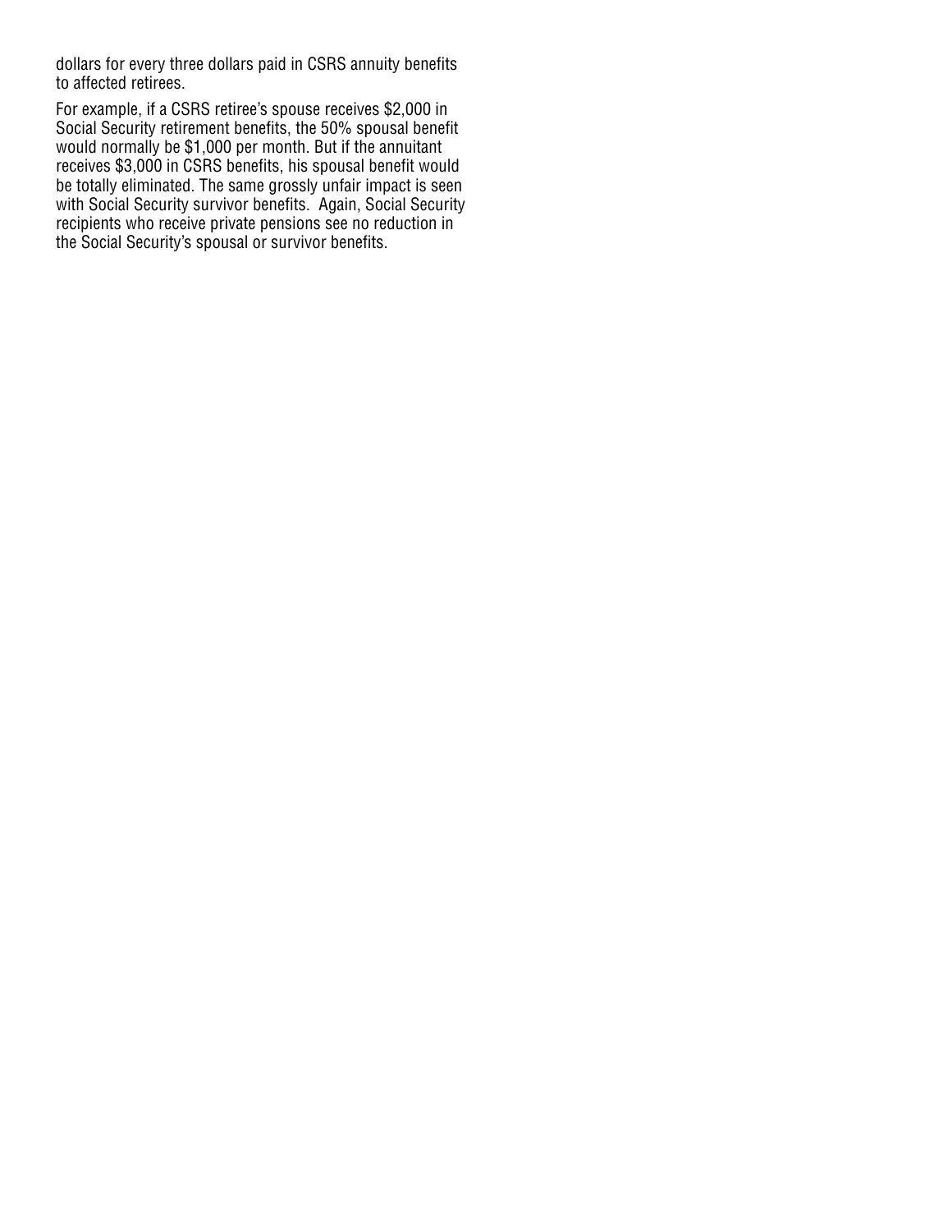dollars for every three dollars paid in CSRS annuity benefits to affected retirees.

For example, if a CSRS retiree's spouse receives $2,000 in Social Security retirement benefits, the 50% spousal benefit would normally be $1,000 per month. But if the annuitant receives $3,000 in CSRS benefits, his spousal benefit would be totally eliminated. The same grossly unfair impact is seen with Social Security survivor benefits.  Again, Social Security recipients who receive private pensions see no reduction in the Social Security's spousal or survivor benefits.